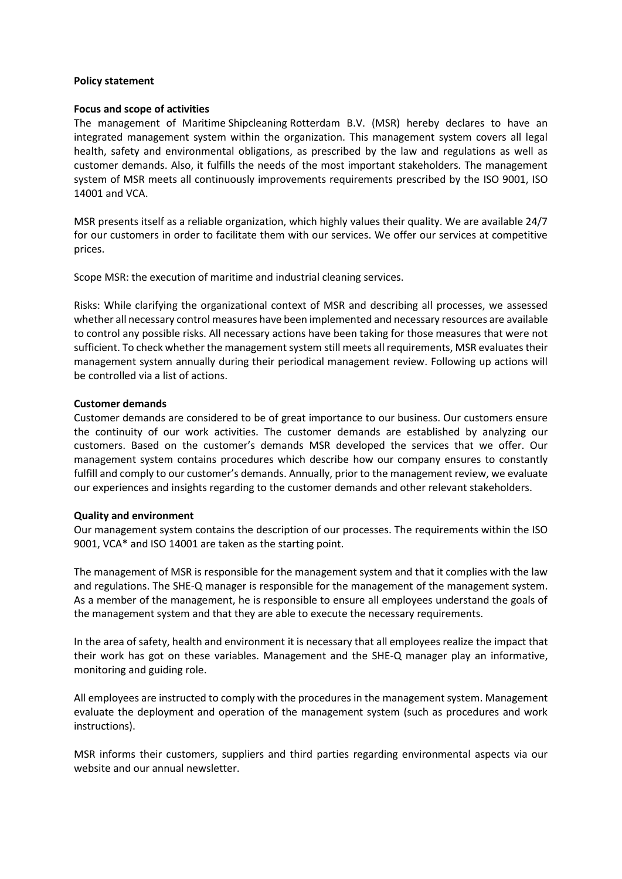**Policy statement**

**Focus and scope of activities**

The management of Maritime Shipcleaning Rotterdam B.V. (MSR) hereby declares to have an integrated management system within the organization. This management system covers all legal health, safety and environmental obligations, as prescribed by the law and regulations as well as customer demands. Also, it fulfills the needs of the most important stakeholders. The management system of MSR meets all continuously improvements requirements prescribed by the ISO 9001, ISO 14001 and VCA.

MSR presents itself as a reliable organization, which highly values their quality. We are available 24/7 for our customers in order to facilitate them with our services. We offer our services at competitive prices.

Scope MSR: the execution of maritime and industrial cleaning services.

Risks: While clarifying the organizational context of MSR and describing all processes, we assessed whether all necessary control measures have been implemented and necessary resources are available to control any possible risks. All necessary actions have been taking for those measures that were not sufficient. To check whether the management system still meets all requirements, MSR evaluates their management system annually during their periodical management review. Following up actions will be controlled via a list of actions.

**Customer demands**

Customer demands are considered to be of great importance to our business. Our customers ensure the continuity of our work activities. The customer demands are established by analyzing our customers. Based on the customer's demands MSR developed the services that we offer. Our management system contains procedures which describe how our company ensures to constantly fulfill and comply to our customer's demands. Annually, prior to the management review, we evaluate our experiences and insights regarding to the customer demands and other relevant stakeholders.

**Quality and environment**

Our management system contains the description of our processes. The requirements within the ISO 9001, VCA* and ISO 14001 are taken as the starting point.

The management of MSR is responsible for the management system and that it complies with the law and regulations. The SHE-Q manager is responsible for the management of the management system. As a member of the management, he is responsible to ensure all employees understand the goals of the management system and that they are able to execute the necessary requirements.

In the area of safety, health and environment it is necessary that all employees realize the impact that their work has got on these variables. Management and the SHE-Q manager play an informative, monitoring and guiding role.

All employees are instructed to comply with the procedures in the management system. Management evaluate the deployment and operation of the management system (such as procedures and work instructions).

MSR informs their customers, suppliers and third parties regarding environmental aspects via our website and our annual newsletter.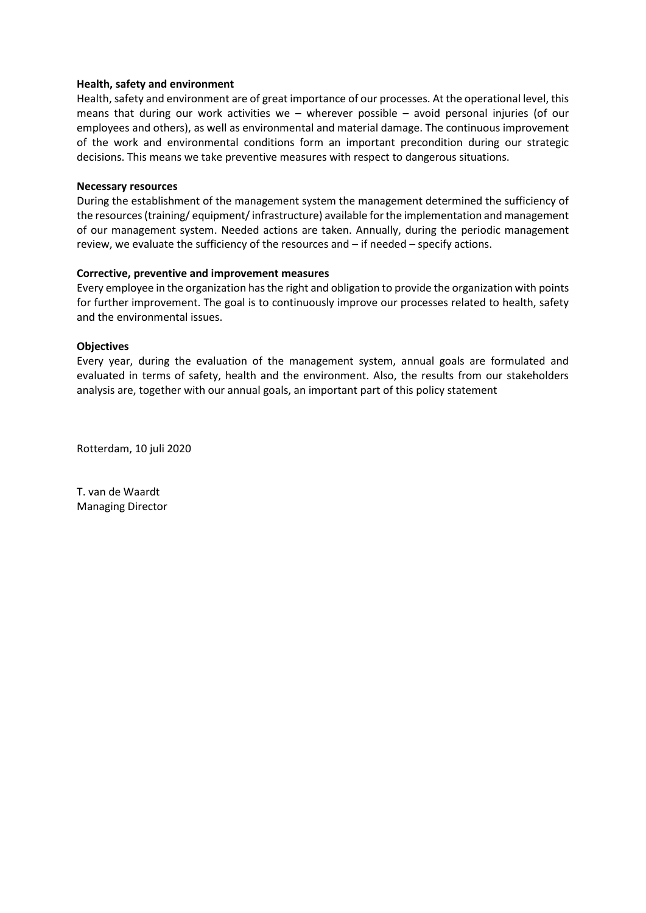**Health, safety and environment**

Health, safety and environment are of great importance of our processes. At the operational level, this means that during our work activities we – wherever possible – avoid personal injuries (of our employees and others), as well as environmental and material damage. The continuous improvement of the work and environmental conditions form an important precondition during our strategic decisions. This means we take preventive measures with respect to dangerous situations.

**Necessary resources**

During the establishment of the management system the management determined the sufficiency of the resources (training/ equipment/ infrastructure) available for the implementation and management of our management system. Needed actions are taken. Annually, during the periodic management review, we evaluate the sufficiency of the resources and – if needed – specify actions.

**Corrective, preventive and improvement measures**

Every employee in the organization has the right and obligation to provide the organization with points for further improvement. The goal is to continuously improve our processes related to health, safety and the environmental issues.

**Objectives**

Every year, during the evaluation of the management system, annual goals are formulated and evaluated in terms of safety, health and the environment. Also, the results from our stakeholders analysis are, together with our annual goals, an important part of this policy statement

Rotterdam, 10 juli 2020

T. van de Waardt
Managing Director